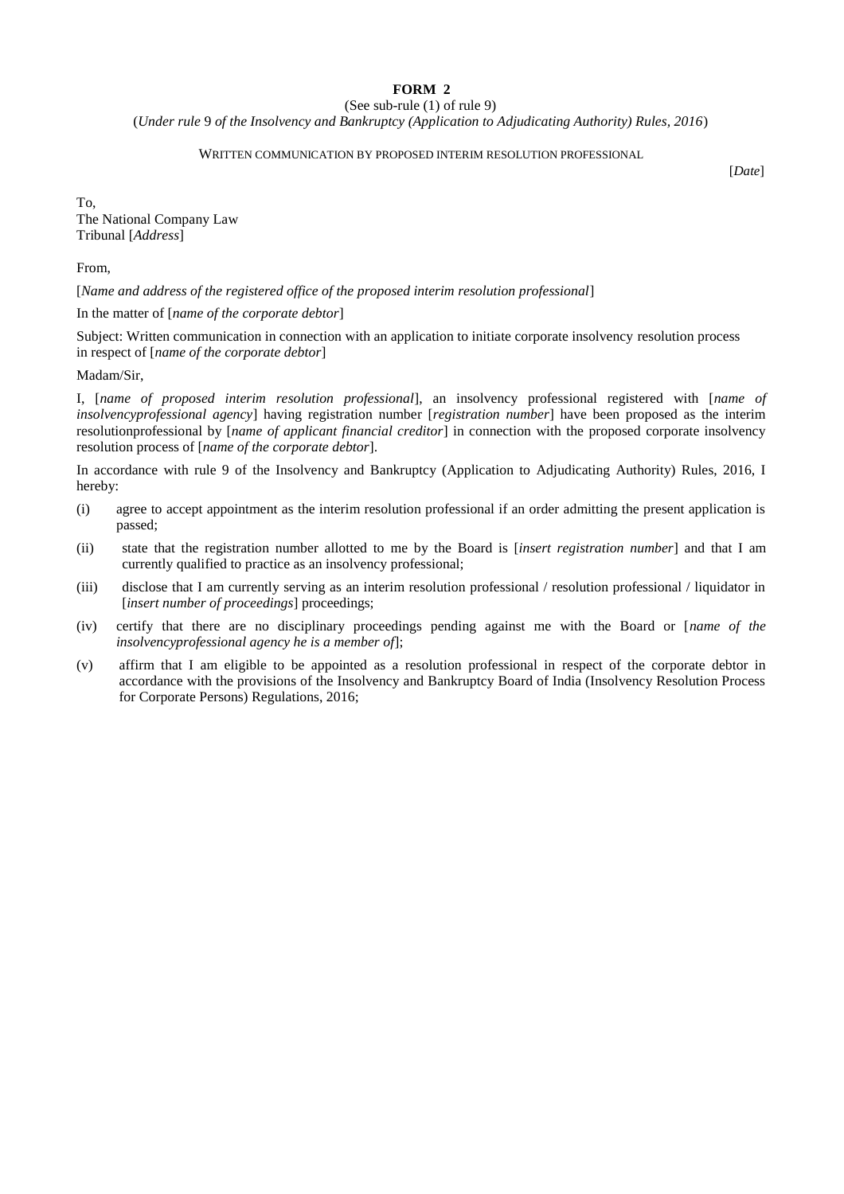**FORM 2**

(See sub-rule (1) of rule 9)

(*Under rule* 9 *of the Insolvency and Bankruptcy (Application to Adjudicating Authority) Rules, 2016*)

WRITTEN COMMUNICATION BY PROPOSED INTERIM RESOLUTION PROFESSIONAL

[*Date*]

To,
The National Company Law
Tribunal [*Address*]

From,

[*Name and address of the registered office of the proposed interim resolution professional*]

In the matter of [*name of the corporate debtor*]

Subject: Written communication in connection with an application to initiate corporate insolvency resolution process in respect of [*name of the corporate debtor*]

Madam/Sir,

I, [*name of proposed interim resolution professional*], an insolvency professional registered with [*name of insolvencyprofessional agency*] having registration number [*registration number*] have been proposed as the interim resolutionprofessional by [*name of applicant financial creditor*] in connection with the proposed corporate insolvency resolution process of [*name of the corporate debtor*].

In accordance with rule 9 of the Insolvency and Bankruptcy (Application to Adjudicating Authority) Rules, 2016, I hereby:

(i) agree to accept appointment as the interim resolution professional if an order admitting the present application is passed;

(ii) state that the registration number allotted to me by the Board is [*insert registration number*] and that I am currently qualified to practice as an insolvency professional;

(iii) disclose that I am currently serving as an interim resolution professional / resolution professional / liquidator in [*insert number of proceedings*] proceedings;

(iv) certify that there are no disciplinary proceedings pending against me with the Board or [*name of the insolvencyprofessional agency he is a member of*];

(v) affirm that I am eligible to be appointed as a resolution professional in respect of the corporate debtor in accordance with the provisions of the Insolvency and Bankruptcy Board of India (Insolvency Resolution Process for Corporate Persons) Regulations, 2016;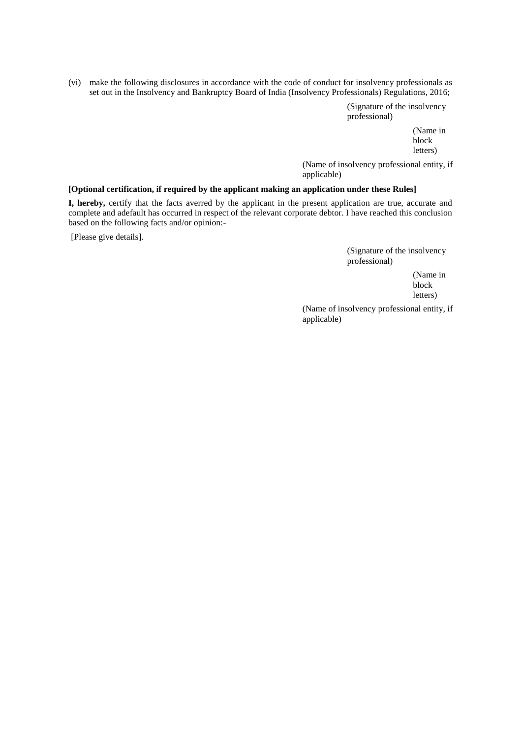(vi) make the following disclosures in accordance with the code of conduct for insolvency professionals as set out in the Insolvency and Bankruptcy Board of India (Insolvency Professionals) Regulations, 2016;

(Signature of the insolvency professional)

(Name in block letters)

(Name of insolvency professional entity, if applicable)

**[Optional certification, if required by the applicant making an application under these Rules]**

**I, hereby,** certify that the facts averred by the applicant in the present application are true, accurate and complete and adefault has occurred in respect of the relevant corporate debtor. I have reached this conclusion based on the following facts and/or opinion:-

[Please give details].

(Signature of the insolvency professional)

(Name in block letters)

(Name of insolvency professional entity, if applicable)